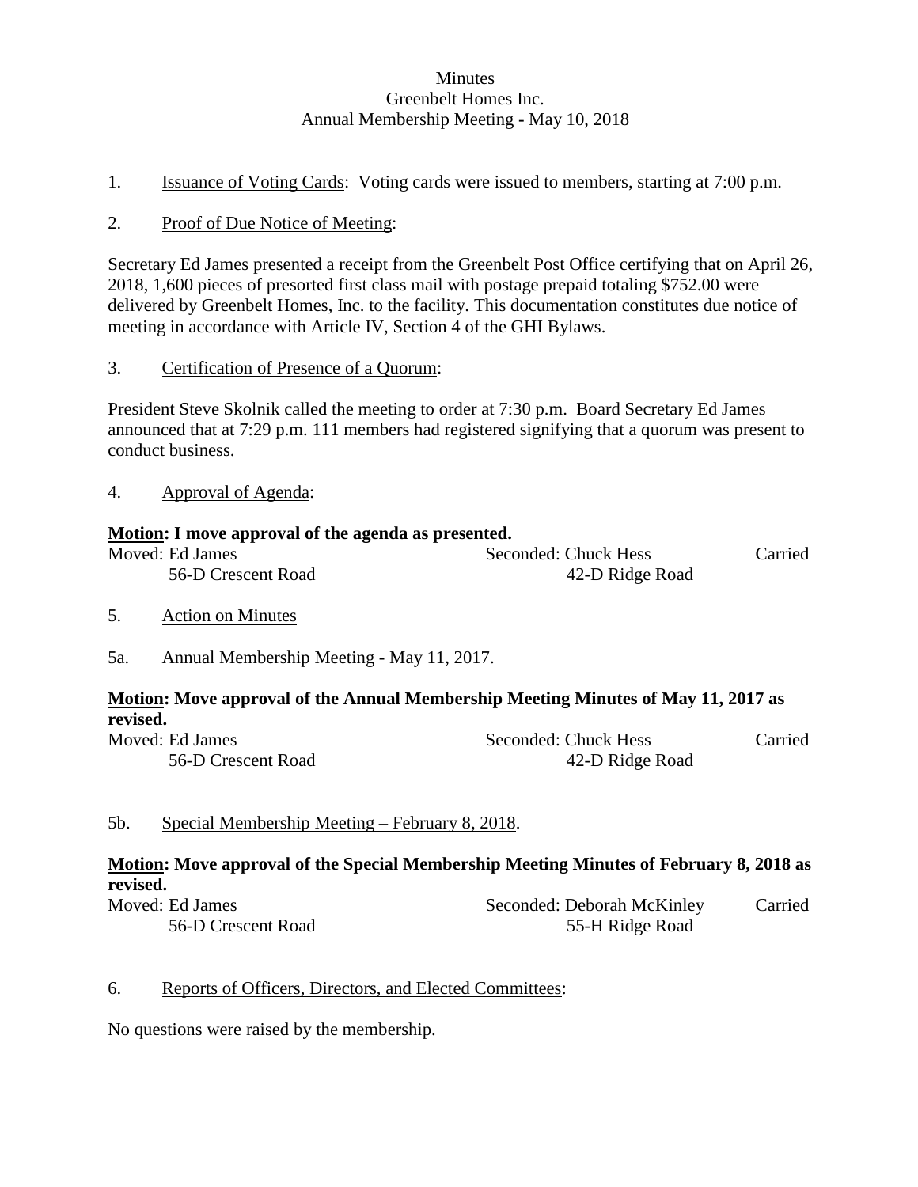Minutes
Greenbelt Homes Inc.
Annual Membership Meeting - May 10, 2018

1. <u>Issuance of Voting Cards</u>: Voting cards were issued to members, starting at 7:00 p.m.

2. <u>Proof of Due Notice of Meeting</u>:

Secretary Ed James presented a receipt from the Greenbelt Post Office certifying that on April 26, 2018, 1,600 pieces of presorted first class mail with postage prepaid totaling $752.00 were delivered by Greenbelt Homes, Inc. to the facility. This documentation constitutes due notice of meeting in accordance with Article IV, Section 4 of the GHI Bylaws.

3. <u>Certification of Presence of a Quorum</u>:

President Steve Skolnik called the meeting to order at 7:30 p.m. Board Secretary Ed James announced that at 7:29 p.m. 111 members had registered signifying that a quorum was present to conduct business.

4. <u>Approval of Agenda</u>:

**<u>Motion</u>: I move approval of the agenda as presented.**

Moved: Ed James
56-D Crescent Road

Seconded: Chuck Hess
42-D Ridge Road

Carried

5. <u>Action on Minutes</u>

5a. <u>Annual Membership Meeting - May 11, 2017</u>.

**<u>Motion</u>: Move approval of the Annual Membership Meeting Minutes of May 11, 2017 as revised.**

Moved: Ed James
56-D Crescent Road

Seconded: Chuck Hess
42-D Ridge Road

Carried

5b. <u>Special Membership Meeting – February 8, 2018</u>.

**<u>Motion</u>: Move approval of the Special Membership Meeting Minutes of February 8, 2018 as revised.**

Moved: Ed James
56-D Crescent Road

Seconded: Deborah McKinley
55-H Ridge Road

Carried

6. <u>Reports of Officers, Directors, and Elected Committees</u>:

No questions were raised by the membership.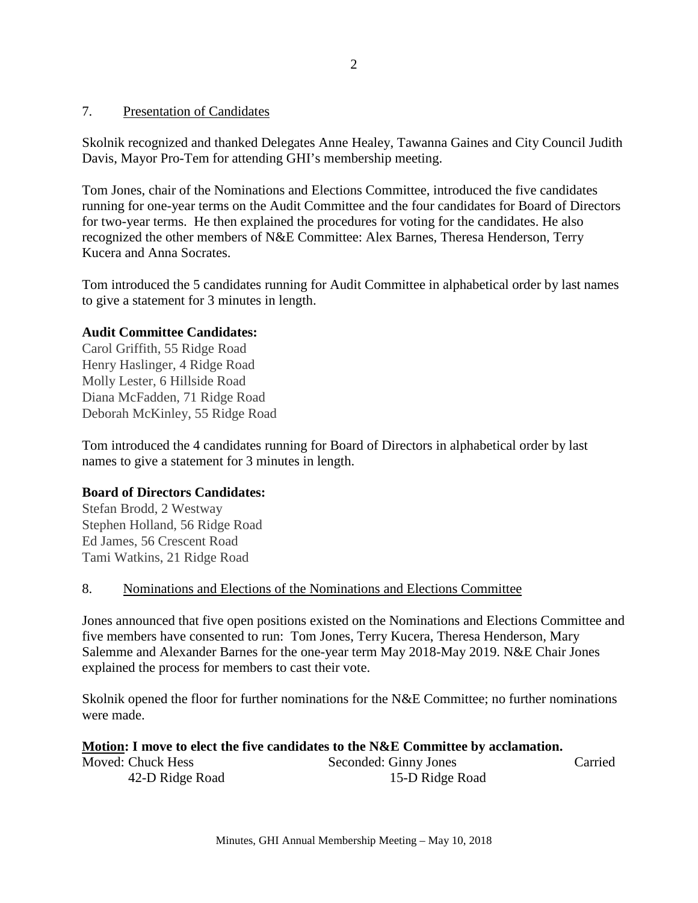7. Presentation of Candidates

Skolnik recognized and thanked Delegates Anne Healey, Tawanna Gaines and City Council Judith Davis, Mayor Pro-Tem for attending GHI's membership meeting.

Tom Jones, chair of the Nominations and Elections Committee, introduced the five candidates running for one-year terms on the Audit Committee and the four candidates for Board of Directors for two-year terms. He then explained the procedures for voting for the candidates. He also recognized the other members of N&E Committee: Alex Barnes, Theresa Henderson, Terry Kucera and Anna Socrates.

Tom introduced the 5 candidates running for Audit Committee in alphabetical order by last names to give a statement for 3 minutes in length.

**Audit Committee Candidates:**
Carol Griffith, 55 Ridge Road
Henry Haslinger, 4 Ridge Road
Molly Lester, 6 Hillside Road
Diana McFadden, 71 Ridge Road
Deborah McKinley, 55 Ridge Road

Tom introduced the 4 candidates running for Board of Directors in alphabetical order by last names to give a statement for 3 minutes in length.

**Board of Directors Candidates:**
Stefan Brodd, 2 Westway
Stephen Holland, 56 Ridge Road
Ed James, 56 Crescent Road
Tami Watkins, 21 Ridge Road

8. Nominations and Elections of the Nominations and Elections Committee

Jones announced that five open positions existed on the Nominations and Elections Committee and five members have consented to run: Tom Jones, Terry Kucera, Theresa Henderson, Mary Salemme and Alexander Barnes for the one-year term May 2018-May 2019. N&E Chair Jones explained the process for members to cast their vote.

Skolnik opened the floor for further nominations for the N&E Committee; no further nominations were made.

**Motion: I move to elect the five candidates to the N&E Committee by acclamation.**

Moved: Chuck Hess, 42-D Ridge Road
Seconded: Ginny Jones, 15-D Ridge Road
Carried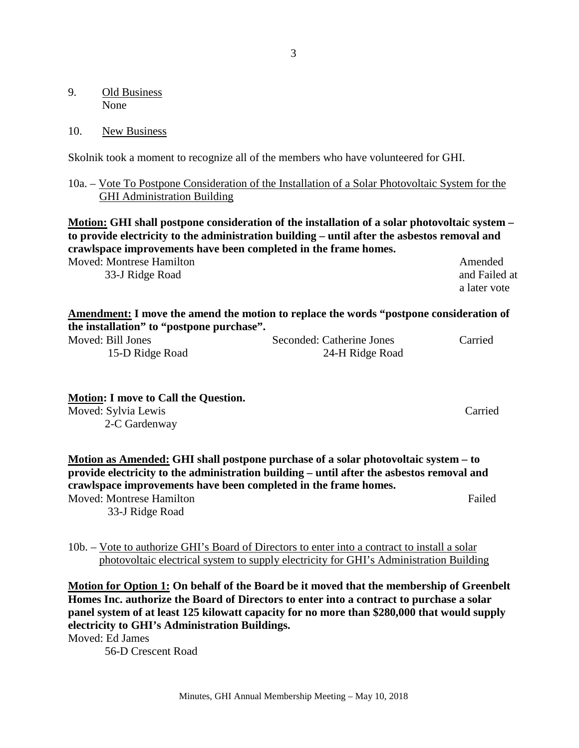9. Old Business
   None

10. New Business

Skolnik took a moment to recognize all of the members who have volunteered for GHI.

10a. – Vote To Postpone Consideration of the Installation of a Solar Photovoltaic System for the GHI Administration Building

**Motion: GHI shall postpone consideration of the installation of a solar photovoltaic system – to provide electricity to the administration building – until after the asbestos removal and crawlspace improvements have been completed in the frame homes.**

Moved: Montrese Hamilton
33-J Ridge Road

Amended and Failed at a later vote

**Amendment: I move the amend the motion to replace the words "postpone consideration of the installation" to "postpone purchase".**

Moved: Bill Jones
15-D Ridge Road

Seconded: Catherine Jones
24-H Ridge Road

Carried

**Motion: I move to Call the Question.**

Moved: Sylvia Lewis
2-C Gardenway

Carried

**Motion as Amended: GHI shall postpone purchase of a solar photovoltaic system – to provide electricity to the administration building – until after the asbestos removal and crawlspace improvements have been completed in the frame homes.**

Moved: Montrese Hamilton
33-J Ridge Road

Failed

10b. – Vote to authorize GHI's Board of Directors to enter into a contract to install a solar photovoltaic electrical system to supply electricity for GHI's Administration Building

**Motion for Option 1: On behalf of the Board be it moved that the membership of Greenbelt Homes Inc. authorize the Board of Directors to enter into a contract to purchase a solar panel system of at least 125 kilowatt capacity for no more than $280,000 that would supply electricity to GHI's Administration Buildings.**

Moved: Ed James
56-D Crescent Road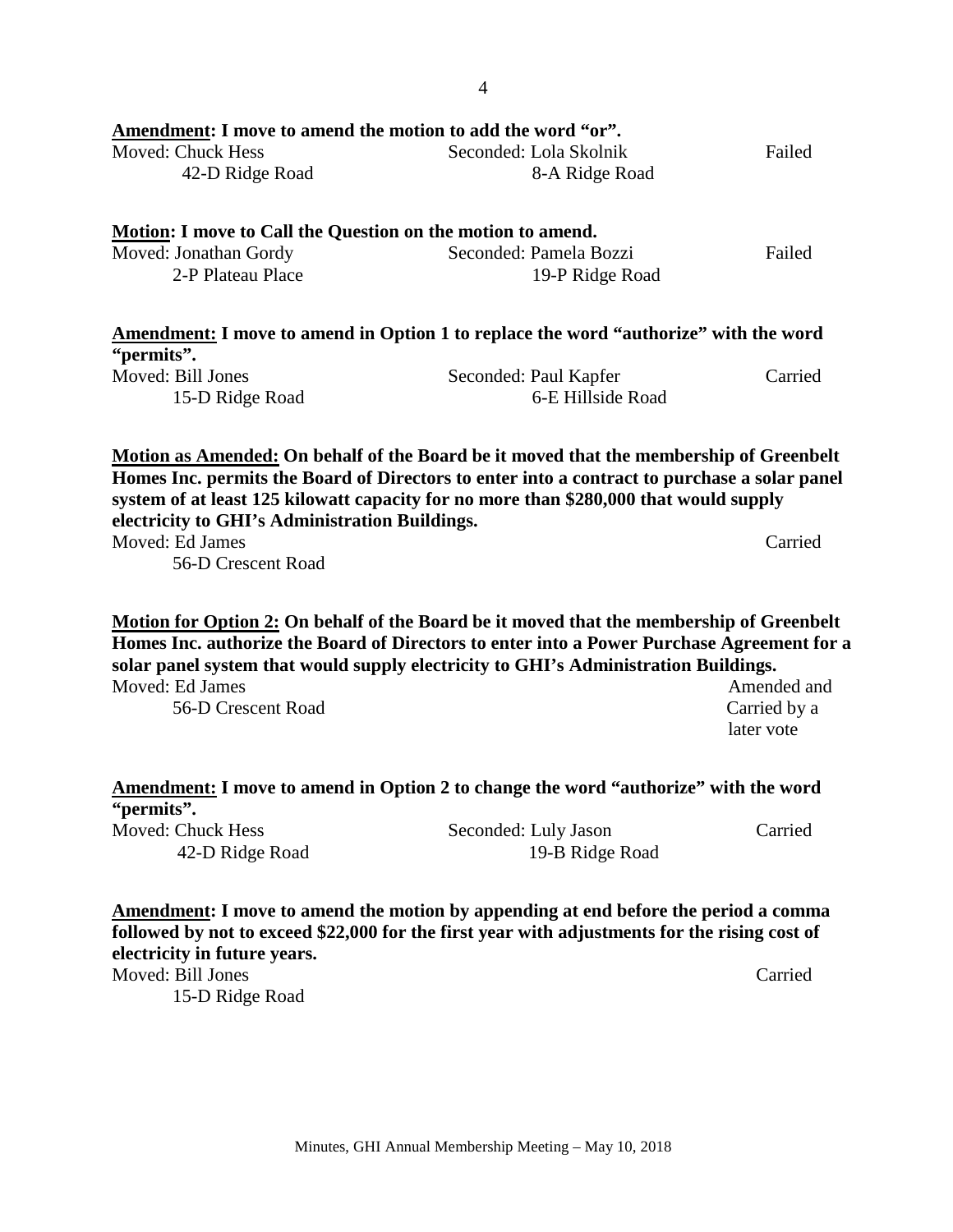**Amendment: I move to amend the motion to add the word "or".**

Moved: Chuck Hess
42-D Ridge Road

Seconded: Lola Skolnik
8-A Ridge Road

Failed

**Motion: I move to Call the Question on the motion to amend.**

Moved: Jonathan Gordy
2-P Plateau Place

Seconded: Pamela Bozzi
19-P Ridge Road

Failed

**Amendment: I move to amend in Option 1 to replace the word "authorize" with the word "permits".**

Moved: Bill Jones
15-D Ridge Road

Seconded: Paul Kapfer
6-E Hillside Road

Carried

**Motion as Amended: On behalf of the Board be it moved that the membership of Greenbelt Homes Inc. permits the Board of Directors to enter into a contract to purchase a solar panel system of at least 125 kilowatt capacity for no more than $280,000 that would supply electricity to GHI's Administration Buildings.**

Moved: Ed James
56-D Crescent Road

Carried

**Motion for Option 2: On behalf of the Board be it moved that the membership of Greenbelt Homes Inc. authorize the Board of Directors to enter into a Power Purchase Agreement for a solar panel system that would supply electricity to GHI's Administration Buildings.**

Moved: Ed James
56-D Crescent Road

Amended and Carried by a later vote

**Amendment: I move to amend in Option 2 to change the word "authorize" with the word "permits".**

Moved: Chuck Hess
42-D Ridge Road

Seconded: Luly Jason
19-B Ridge Road

Carried

**Amendment: I move to amend the motion by appending at end before the period a comma followed by not to exceed $22,000 for the first year with adjustments for the rising cost of electricity in future years.**

Moved: Bill Jones
15-D Ridge Road

Carried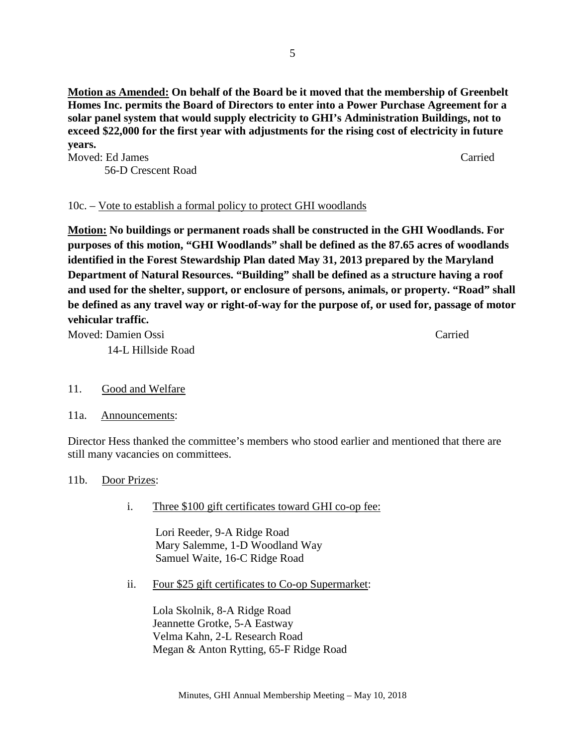**Motion as Amended:** **On behalf of the Board be it moved that the membership of Greenbelt Homes Inc. permits the Board of Directors to enter into a Power Purchase Agreement for a solar panel system that would supply electricity to GHI's Administration Buildings, not to exceed $22,000 for the first year with adjustments for the rising cost of electricity in future years.**

Moved: Ed James Carried
56-D Crescent Road

10c. – Vote to establish a formal policy to protect GHI woodlands

**Motion:** **No buildings or permanent roads shall be constructed in the GHI Woodlands. For purposes of this motion, "GHI Woodlands" shall be defined as the 87.65 acres of woodlands identified in the Forest Stewardship Plan dated May 31, 2013 prepared by the Maryland Department of Natural Resources. "Building" shall be defined as a structure having a roof and used for the shelter, support, or enclosure of persons, animals, or property. "Road" shall be defined as any travel way or right-of-way for the purpose of, or used for, passage of motor vehicular traffic.**

Moved: Damien Ossi Carried
14-L Hillside Road

11. Good and Welfare

11a. Announcements:

Director Hess thanked the committee's members who stood earlier and mentioned that there are still many vacancies on committees.

11b. Door Prizes:

i. Three $100 gift certificates toward GHI co-op fee:

Lori Reeder, 9-A Ridge Road
Mary Salemme, 1-D Woodland Way
Samuel Waite, 16-C Ridge Road

ii. Four $25 gift certificates to Co-op Supermarket:

Lola Skolnik, 8-A Ridge Road
Jeannette Grotke, 5-A Eastway
Velma Kahn, 2-L Research Road
Megan & Anton Rytting, 65-F Ridge Road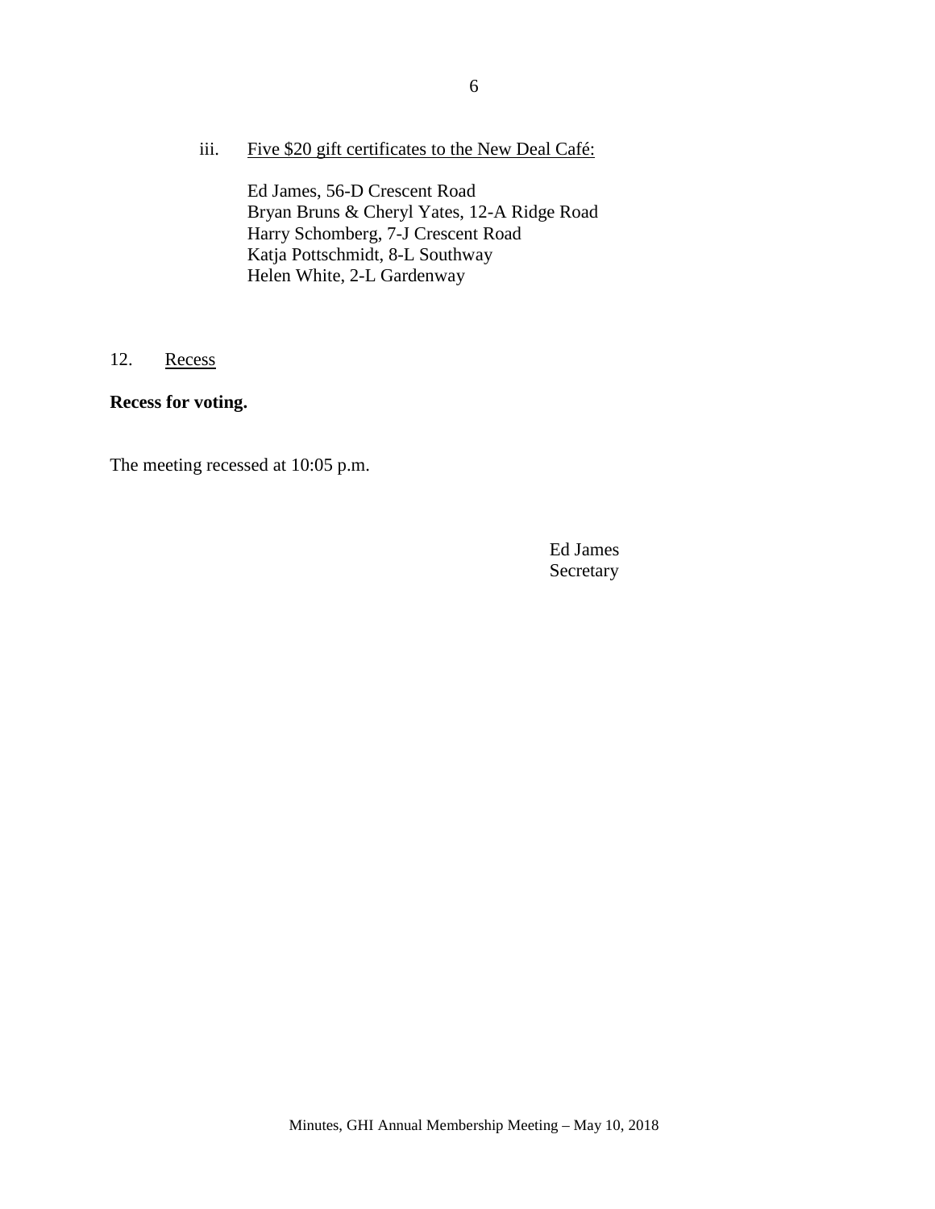iii. Five $20 gift certificates to the New Deal Café:

Ed James, 56-D Crescent Road
Bryan Bruns & Cheryl Yates, 12-A Ridge Road
Harry Schomberg, 7-J Crescent Road
Katja Pottschmidt, 8-L Southway
Helen White, 2-L Gardenway

12. Recess

**Recess for voting.**

The meeting recessed at 10:05 p.m.

Ed James
Secretary